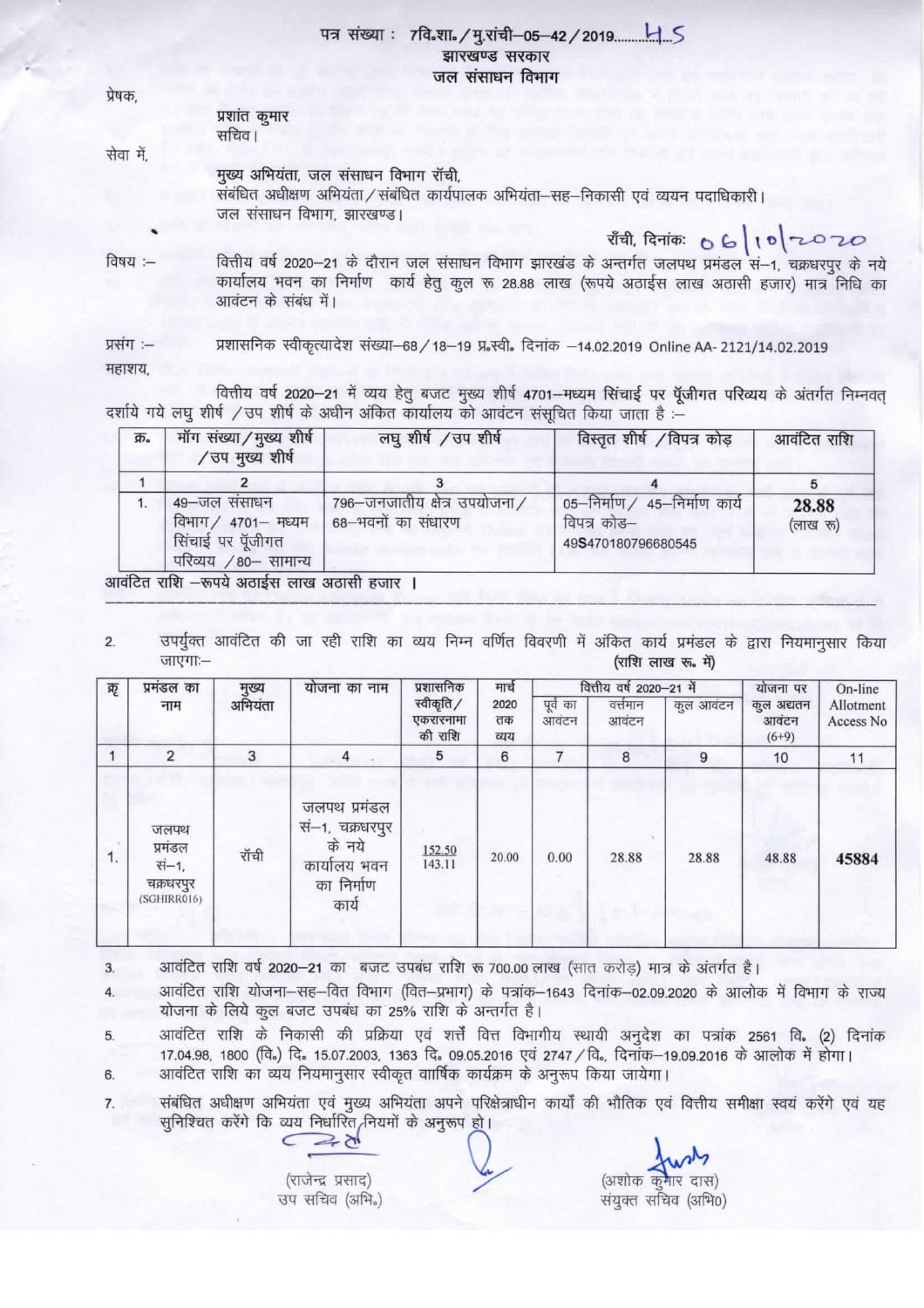पत्र संख्या : 7वि.शा./मु.रांची–05–42/2019.........45

झारखण्ड सरकार

जल संसाधन विभाग

प्रेषक,

प्रशांत कुमार
सचिव।

सेवा में,

मुख्य अभियंता, जल संसाधन विभाग रॉची,
संबंधित अधीक्षण अभियंता/संबंधित कार्यपालक अभियंता–सह–निकासी एवं व्ययन पदाधिकारी।
जल संसाधन विभाग, झारखण्ड।

रॉची, दिनांकः 06/10/2020

विषय :– वित्तीय वर्ष 2020–21 के दौरान जल संसाधन विभाग झारखंड के अन्तर्गत जलपथ प्रमंडल सं–1, चक्रधरपुर के नये कार्यालय भवन का निर्माण कार्य हेतु कुल रू 28.88 लाख (रूपये अठाईस लाख अठासी हजार) मात्र निधि का आवंटन के संबंध में।

प्रसंग :– प्रशासनिक स्वीकृत्यादेश संख्या–68/18–19 प्र.स्वी. दिनांक –14.02.2019 Online AA- 2121/14.02.2019

महाशय,

वित्तीय वर्ष 2020–21 में व्यय हेतु बजट मुख्य शीर्ष 4701–मध्यम सिंचाई पर पूँजीगत परिव्यय के अंतर्गत निम्नवत् दर्शाये गये लघु शीर्ष /उप शीर्ष के अधीन अंकित कार्यालय को आवंटन संसूचित किया जाता है :–

| क्र. | माँग संख्या/मुख्य शीर्ष /उप मुख्य शीर्ष | लघु शीर्ष /उप शीर्ष | विस्तृत शीर्ष /विपत्र कोड़ | आवंटित राशि |
|---|---|---|---|---|
| 1 | 2 | 3 | 4 | 5 |
| 1. | 49–जल संसाधन विभाग/ 4701– मध्यम सिंचाई पर पूँजीगत परिव्यय /80– सामान्य | 796–जनजातीय क्षेत्र उपयोजना/ 68–भवनों का संधारण | 05–निर्माण/ 45–निर्माण कार्य विपत्र कोड– 49S470180796680545 | **28.88** (लाख रू) |

आवंटित राशि –रूपये अठाईस लाख अठासी हजार ।

2. उपर्युक्त आवंटित की जा रही राशि का व्यय निम्न वर्णित विवरणी में अंकित कार्य प्रमंडल के द्वारा नियमानुसार किया जाएगा:–

(राशि लाख रू. में)

| क्र | प्रमंडल का नाम | मुख्य अभियंता | योजना का नाम | प्रशासनिक स्वीकृति/ एकरारनामा की राशि | मार्च 2020 तक व्यय | वित्तीय वर्ष 2020–21 में | | | योजना पर कुल अद्यतन आवंटन (6+9) | On-line Allotment Access No |
|---|---|---|---|---|---|---|---|---|---|---|
| | | | | | | पूर्व का आवंटन | वर्तमान आवंटन | कुल आवंटन | | |
| 1 | 2 | 3 | 4 | 5 | 6 | 7 | 8 | 9 | 10 | 11 |
| 1. | जलपथ प्रमंडल सं–1, चक्रधरपुर (SGHIRR016) | रॉची | जलपथ प्रमंडल सं–1, चक्रधरपुर के नये कार्यालय भवन का निर्माण कार्य | 152.50 / 143.11 | 20.00 | 0.00 | 28.88 | 28.88 | 48.88 | 45884 |

3. आवंटित राशि वर्ष 2020–21 का बजट उपबंध राशि रू 700.00 लाख (सात करोड़) मात्र के अंतर्गत है।
4. आवंटित राशि योजना–सह–वित विभाग (वित–प्रभाग) के पत्रांक–1643 दिनांक–02.09.2020 के आलोक में विभाग के राज्य योजना के लिये कुल बजट उपबंध का 25% राशि के अन्तर्गत है।
5. आवंटित राशि के निकासी की प्रक्रिया एवं शर्तें वित्त विभागीय स्थायी अनुदेश का पत्रांक 2561 वि. (2) दिनांक 17.04.98, 1800 (वि॰) दि॰ 15.07.2003, 1363 दि॰ 09.05.2016 एवं 2747/वि॰ दिनांक–19.09.2016 के आलोक में होगा।
6. आवंटित राशि का व्यय नियमानुसार स्वीकृत वार्षिक कार्यक्रम के अनुरूप किया जायेगा।
7. संबंधित अधीक्षण अभियंता एवं मुख्य अभियंता अपने परिक्षेत्राधीन कार्यों की भौतिक एवं वित्तीय समीक्षा स्वयं करेंगे एवं यह सुनिश्चित करेंगे कि व्यय निर्धारित नियमों के अनुरूप हो।

(राजेन्द्र प्रसाद)
उप सचिव (अभि.)

(अशोक कुमार दास)
संयुक्त सचिव (अभि0)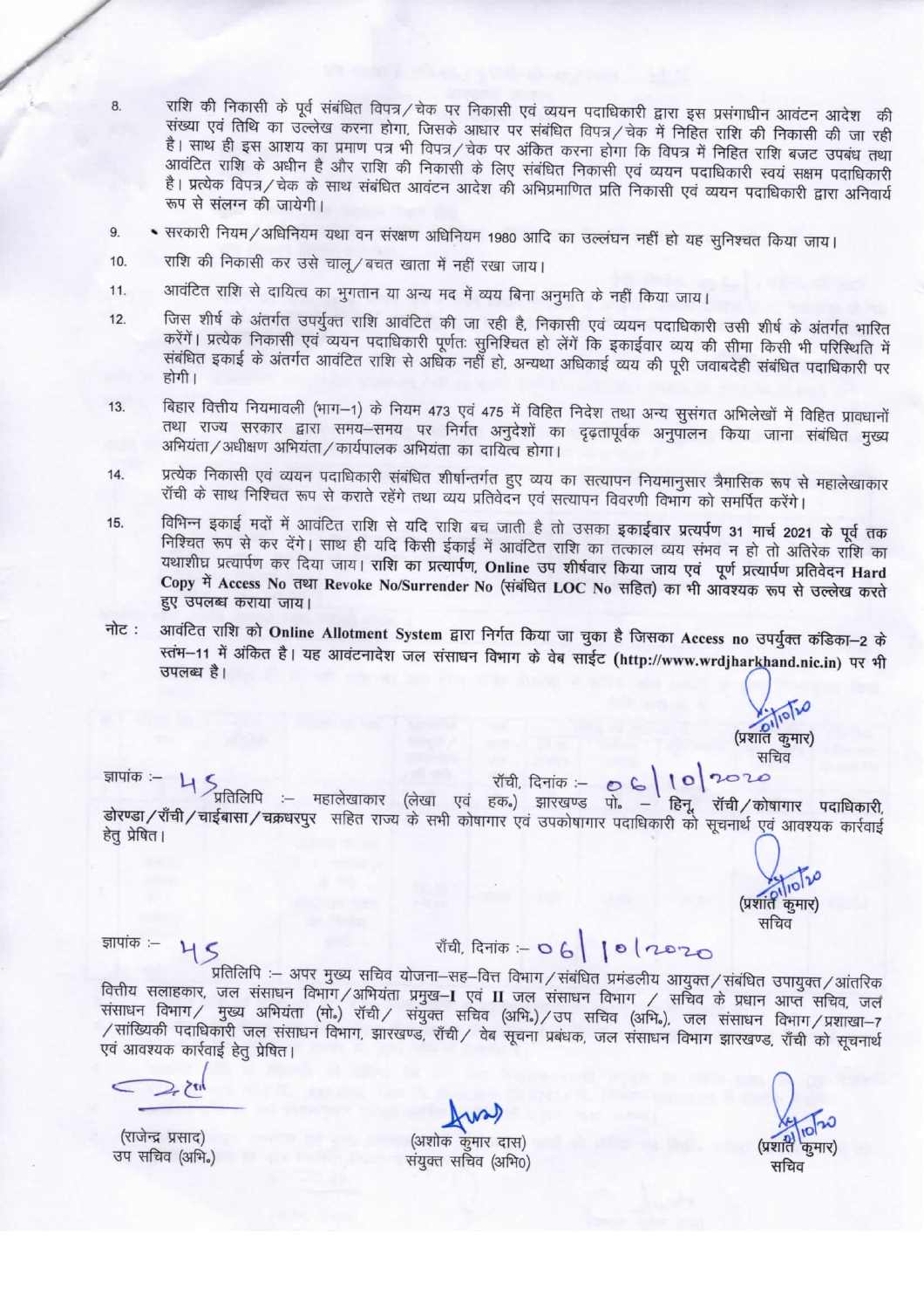8. राशि की निकासी के पूर्व संबंधित विपत्र/चेक पर निकासी एवं व्ययन पदाधिकारी द्वारा इस प्रसंगाधीन आवंटन आदेश की संख्या एवं तिथि का उल्लेख करना होगा, जिसके आधार पर संबंधित विपत्र/चेक में निहित राशि की निकासी की जा रही है। साथ ही इस आशय का प्रमाण पत्र भी विपत्र/चेक पर अंकित करना होगा कि विपत्र में निहित राशि बजट उपबंध तथा आवंटित राशि के अधीन है और राशि की निकासी के लिए संबंधित निकासी एवं व्ययन पदाधिकारी स्वयं सक्षम पदाधिकारी है। प्रत्येक विपत्र/चेक के साथ संबंधित आवंटन आदेश की अभिप्रमाणित प्रति निकासी एवं व्ययन पदाधिकारी द्वारा अनिवार्य रूप से संलग्न की जायेगी।

9. सरकारी नियम/अधिनियम यथा वन संरक्षण अधिनियम 1980 आदि का उल्लंघन नहीं हो यह सुनिश्चित किया जाय।

10. राशि की निकासी कर उसे चालू/बचत खाता में नहीं रखा जाय।

11. आवंटित राशि से दायित्व का भुगतान या अन्य मद में व्यय बिना अनुमति के नहीं किया जाय।

12. जिस शीर्ष के अंतर्गत उपर्युक्त राशि आवंटित की जा रही है, निकासी एवं व्ययन पदाधिकारी उसी शीर्ष के अंतर्गत भारित करेंगें। प्रत्येक निकासी एवं व्ययन पदाधिकारी पूर्णतः सुनिश्चित हो लेंगें कि इकाईवार व्यय की सीमा किसी भी परिस्थिति में संबंधित इकाई के अंतर्गत आवंटित राशि से अधिक नहीं हो, अन्यथा अधिकाई व्यय की पूरी जवाबदेही संबंधित पदाधिकारी पर होगी।

13. बिहार वित्तीय नियमावली (भाग–1) के नियम 473 एवं 475 में विहित निदेश तथा अन्य सुसंगत अभिलेखों में विहित प्रावधानों तथा राज्य सरकार द्वारा समय–समय पर निर्गत अनुदेशों का दृढ़तापूर्वक अनुपालन किया जाना संबंधित मुख्य अभियंता/अधीक्षण अभियंता/कार्यपालक अभियंता का दायित्व होगा।

14. प्रत्येक निकासी एवं व्ययन पदाधिकारी संबंधित शीर्षान्तर्गत हुए व्यय का सत्यापन नियमानुसार त्रैमासिक रूप से महालेखाकार राँची के साथ निश्चित रूप से कराते रहेंगे तथा व्यय प्रतिवेदन एवं सत्यापन विवरणी विभाग को समर्पित करेंगे।

15. विभिन्न इकाई मदों में आवंटित राशि से यदि राशि बच जाती है तो उसका इकाईवार प्रत्यर्पण 31 मार्च 2021 के पूर्व तक निश्चित रूप से कर देंगें। साथ ही यदि किसी ईकाई में आवंटित राशि का तत्काल व्यय संभव न हो तो अतिरेक राशि का यथाशीघ्र प्रत्यार्पण कर दिया जाय। राशि का प्रत्यार्पण, **Online उप शीर्षवार किया जाय एवं पूर्ण प्रत्यार्पण प्रतिवेदन Hard Copy में Access No तथा Revoke No/Surrender No (संबंधित LOC No सहित)** का भी आवश्यक रूप से उल्लेख करते हुए उपलब्ध कराया जाय।

नोट : आवंटित राशि को **Online Allotment System** द्वारा निर्गत किया जा चुका है जिसका **Access no** उपर्युक्त कंडिका–2 के स्तंभ–11 में अंकित है। यह आवंटनादेश जल संसाधन विभाग के वेब साईट (**http://www.wrdjharkhand.nic.in**) पर भी उपलब्ध है।

01/10/20
(प्रशांत कुमार)
सचिव

ज्ञापांक :– 45 राँची, दिनांक :– 06/10/2020

प्रतिलिपि :– महालेखाकार (लेखा एवं हक.) झारखण्ड पो. – हिनू, राँची/कोषागार पदाधिकारी, डोरण्डा/राँची/चाईबासा/चक्रधरपुर सहित राज्य के सभी कोषागार एवं उपकोषागार पदाधिकारी को सूचनार्थ एवं आवश्यक कार्रवाई हेतु प्रेषित।

01/10/20
(प्रशांत कुमार)
सचिव

ज्ञापांक :– 45 राँची, दिनांक :– 06/10/2020

प्रतिलिपि :– अपर मुख्य सचिव योजना–सह–वित्त विभाग/संबंधित प्रमंडलीय आयुक्त/संबंधित उपायुक्त/आंतरिक वित्तीय सलाहकार, जल संसाधन विभाग/अभियंता प्रमुख–I एवं II जल संसाधन विभाग / सचिव के प्रधान आप्त सचिव, जल संसाधन विभाग/ मुख्य अभियंता (मो.) राँची/ संयुक्त सचिव (अभि.)/उप सचिव (अभि.), जल संसाधन विभाग/प्रशाखा–7 /सांख्यिकी पदाधिकारी जल संसाधन विभाग, झारखण्ड, राँची/ वेब सूचना प्रबंधक, जल संसाधन विभाग झारखण्ड, राँची को सूचनार्थ एवं आवश्यक कार्रवाई हेतु प्रेषित।

| | | |
|---|---|---|
| (राजेन्द्र प्रसाद) | (अशोक कुमार दास) | 01/10/20 (प्रशांत कुमार) |
| उप सचिव (अभि.) | संयुक्त सचिव (अभि0) | सचिव |